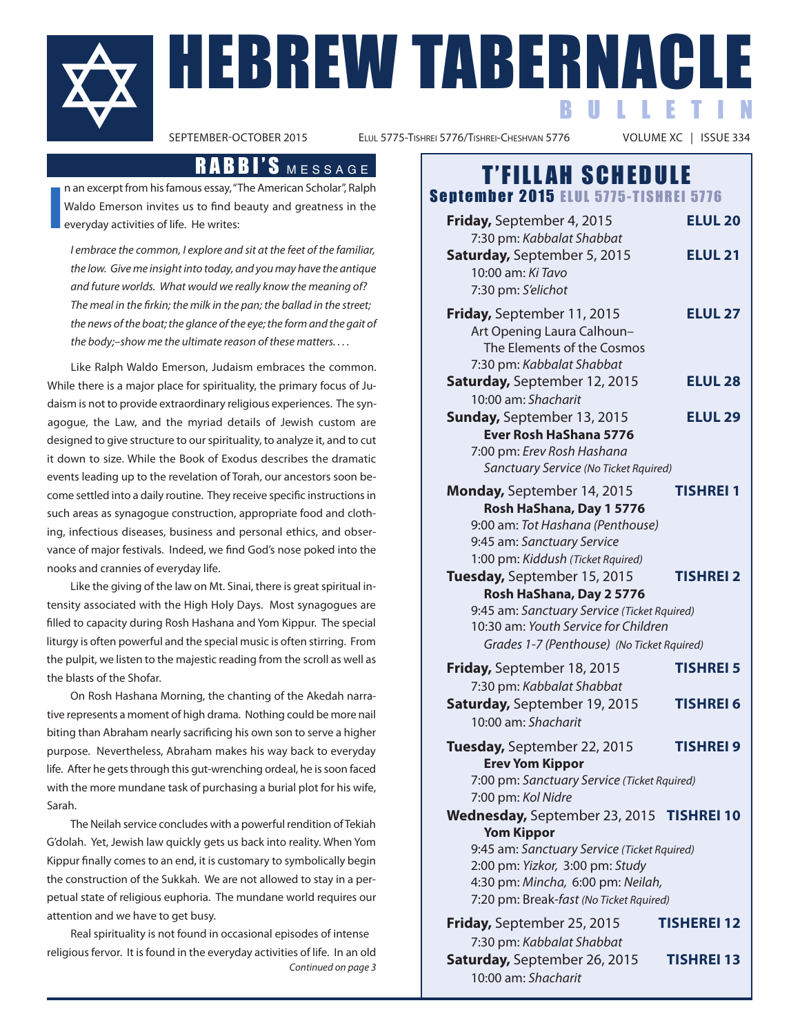# HEBREW TABERNACLE BULLETIN

SEPTEMBER-OCTOBER 2015 | ELUL 5775-TISHREI 5776/TISHREI-CHESHVAN 5776 | VOLUME XC | ISSUE 334

## RABBI'S MESSAGE

In an excerpt from his famous essay, "The American Scholar", Ralph Waldo Emerson invites us to find beauty and greatness in the everyday activities of life. He writes:

> *I embrace the common, I explore and sit at the feet of the familiar, the low. Give me insight into today, and you may have the antique and future worlds. What would we really know the meaning of? The meal in the firkin; the milk in the pan; the ballad in the street; the news of the boat; the glance of the eye; the form and the gait of the body;–show me the ultimate reason of these matters. . . .*

Like Ralph Waldo Emerson, Judaism embraces the common. While there is a major place for spirituality, the primary focus of Judaism is not to provide extraordinary religious experiences. The synagogue, the Law, and the myriad details of Jewish custom are designed to give structure to our spirituality, to analyze it, and to cut it down to size. While the Book of Exodus describes the dramatic events leading up to the revelation of Torah, our ancestors soon become settled into a daily routine. They receive specific instructions in such areas as synagogue construction, appropriate food and clothing, infectious diseases, business and personal ethics, and observance of major festivals. Indeed, we find God's nose poked into the nooks and crannies of everyday life.

Like the giving of the law on Mt. Sinai, there is great spiritual intensity associated with the High Holy Days. Most synagogues are filled to capacity during Rosh Hashana and Yom Kippur. The special liturgy is often powerful and the special music is often stirring. From the pulpit, we listen to the majestic reading from the scroll as well as the blasts of the Shofar.

On Rosh Hashana Morning, the chanting of the Akedah narrative represents a moment of high drama. Nothing could be more nail biting than Abraham nearly sacrificing his own son to serve a higher purpose. Nevertheless, Abraham makes his way back to everyday life. After he gets through this gut-wrenching ordeal, he is soon faced with the more mundane task of purchasing a burial plot for his wife, Sarah.

The Neilah service concludes with a powerful rendition of Tekiah G'dolah. Yet, Jewish law quickly gets us back into reality. When Yom Kippur finally comes to an end, it is customary to symbolically begin the construction of the Sukkah. We are not allowed to stay in a perpetual state of religious euphoria. The mundane world requires our attention and we have to get busy.

Real spirituality is not found in occasional episodes of intense religious fervor. It is found in the everyday activities of life. In an old

*Continued on page 3*

## T'FILLAH SCHEDULE

### September 2015 ELUL 5775-TISHREI 5776

**Friday,** September 4, 2015 — **ELUL 20**
7:30 pm: *Kabbalat Shabbat*

**Saturday,** September 5, 2015 — **ELUL 21**
10:00 am: *Ki Tavo*
7:30 pm: *S'elichot*

**Friday,** September 11, 2015 — **ELUL 27**
Art Opening Laura Calhoun– The Elements of the Cosmos
7:30 pm: *Kabbalat Shabbat*

**Saturday,** September 12, 2015 — **ELUL 28**
10:00 am: *Shacharit*

**Sunday,** September 13, 2015 — **ELUL 29**
**Ever Rosh HaShana 5776**
7:00 pm: *Erev Rosh Hashana Sanctuary Service* *(No Ticket Rquired)*

**Monday,** September 14, 2015 — **TISHREI 1**
**Rosh HaShana, Day 1 5776**
9:00 am: *Tot Hashana (Penthouse)*
9:45 am: *Sanctuary Service*
1:00 pm: *Kiddush* *(Ticket Rquired)*

**Tuesday,** September 15, 2015 — **TISHREI 2**
**Rosh HaShana, Day 2 5776**
9:45 am: *Sanctuary Service* *(Ticket Rquired)*
10:30 am: *Youth Service for Children Grades 1-7 (Penthouse)* *(No Ticket Rquired)*

**Friday,** September 18, 2015 — **TISHREI 5**
7:30 pm: *Kabbalat Shabbat*

**Saturday,** September 19, 2015 — **TISHREI 6**
10:00 am: *Shacharit*

**Tuesday,** September 22, 2015 — **TISHREI 9**
**Erev Yom Kippor**
7:00 pm: *Sanctuary Service* *(Ticket Rquired)*
7:00 pm: *Kol Nidre*

**Wednesday,** September 23, 2015 — **TISHREI 10**
**Yom Kippor**
9:45 am: *Sanctuary Service* *(Ticket Rquired)*
2:00 pm: *Yizkor,* 3:00 pm: *Study*
4:30 pm: *Mincha,* 6:00 pm: *Neilah,*
7:20 pm: Break-*fast* *(No Ticket Rquired)*

**Friday,** September 25, 2015 — **TISHEREI 12**
7:30 pm: *Kabbalat Shabbat*

**Saturday,** September 26, 2015 — **TISHREI 13**
10:00 am: *Shacharit*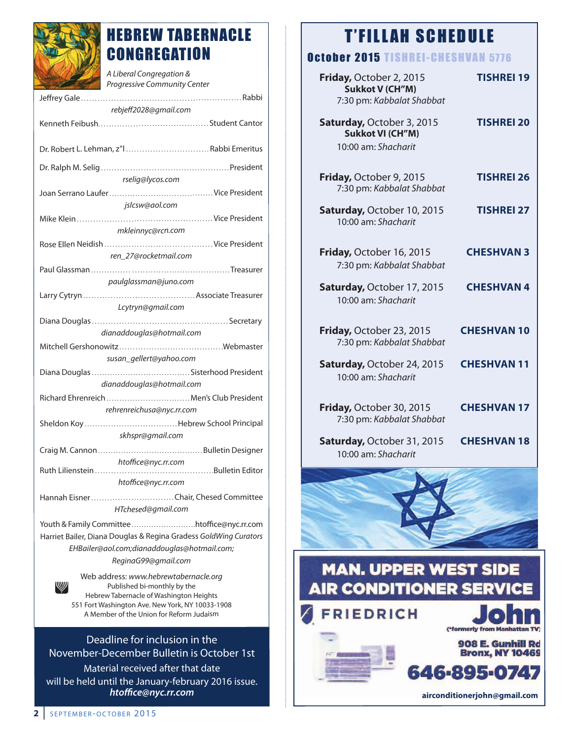# HEBREW TABERNACLE CONGREGATION

*A Liberal Congregation & Progressive Community Center*

Jeffrey Gale .......... Rabbi
*rebjeff2028@gmail.com*

Kenneth Feibush .......... Student Cantor

Dr. Robert L. Lehman, z"l .......... Rabbi Emeritus

Dr. Ralph M. Selig .......... President
*rselig@lycos.com*

Joan Serrano Laufer .......... Vice President
*jslcsw@aol.com*

Mike Klein .......... Vice President
*mkleinnyc@rcn.com*

Rose Ellen Neidish .......... Vice President
*ren_27@rocketmail.com*

Paul Glassman .......... Treasurer
*paulglassman@juno.com*

Larry Cytryn .......... Associate Treasurer
*Lcytryn@gmail.com*

Diana Douglas .......... Secretary
*dianaddouglas@hotmail.com*

Mitchell Gershonowitz .......... Webmaster
*susan_gellert@yahoo.com*

Diana Douglas .......... Sisterhood President
*dianaddouglas@hotmail.com*

Richard Ehrenreich .......... Men's Club President
*rehrenreichusa@nyc.rr.com*

Sheldon Koy .......... Hebrew School Principal
*skhspr@gmail.com*

Craig M. Cannon .......... Bulletin Designer
*htoffice@nyc.rr.com*

Ruth Lilienstein .......... Bulletin Editor
*htoffice@nyc.rr.com*

Hannah Eisner .......... Chair, Chesed Committee
*HTchesed@gmail.com*

Youth & Family Committee .......... htoffice@nyc.rr.com

Harriet Bailer, Diana Douglas & Regina Gradess *GoldWing Curators*
*EHBailer@aol.com;dianaddouglas@hotmail.com; ReginaG99@gmail.com*

Web address: *www.hebrewtabernacle.org*
Published bi-monthly by the
Hebrew Tabernacle of Washington Heights
551 Fort Washington Ave. New York, NY 10033-1908
A Member of the Union for Reform Judaism

Deadline for inclusion in the November-December Bulletin is October 1st
Material received after that date will be held until the January-february 2016 issue.
***htoffice@nyc.rr.com***

# T'FILLAH SCHEDULE

## October 2015 TISHREI-CHESHVAN 5776

**Friday,** October 2, 2015 — **TISHREI 19**
**Sukkot V (CH"M)**
7:30 pm: *Kabbalat Shabbat*

**Saturday,** October 3, 2015 — **TISHREI 20**
**Sukkot VI (CH"M)**
10:00 am: *Shacharit*

**Friday,** October 9, 2015 — **TISHREI 26**
7:30 pm: *Kabbalat Shabbat*

**Saturday,** October 10, 2015 — **TISHREI 27**
10:00 am: *Shacharit*

**Friday,** October 16, 2015 — **CHESHVAN 3**
7:30 pm: *Kabbalat Shabbat*

**Saturday,** October 17, 2015 — **CHESHVAN 4**
10:00 am: *Shacharit*

**Friday,** October 23, 2015 — **CHESHVAN 10**
7:30 pm: *Kabbalat Shabbat*

**Saturday,** October 24, 2015 — **CHESHVAN 11**
10:00 am: *Shacharit*

**Friday,** October 30, 2015 — **CHESHVAN 17**
7:30 pm: *Kabbalat Shabbat*

**Saturday,** October 31, 2015 — **CHESHVAN 18**
10:00 am: *Shacharit*

**MAN. UPPER WEST SIDE AIR CONDITIONER SERVICE**

FRIEDRICH

**John**
(*formerly from Manhattan TV)
908 E. Gunhill Rd
Bronx, NY 10469
**646-895-0747**
**airconditionerjohn@gmail.com**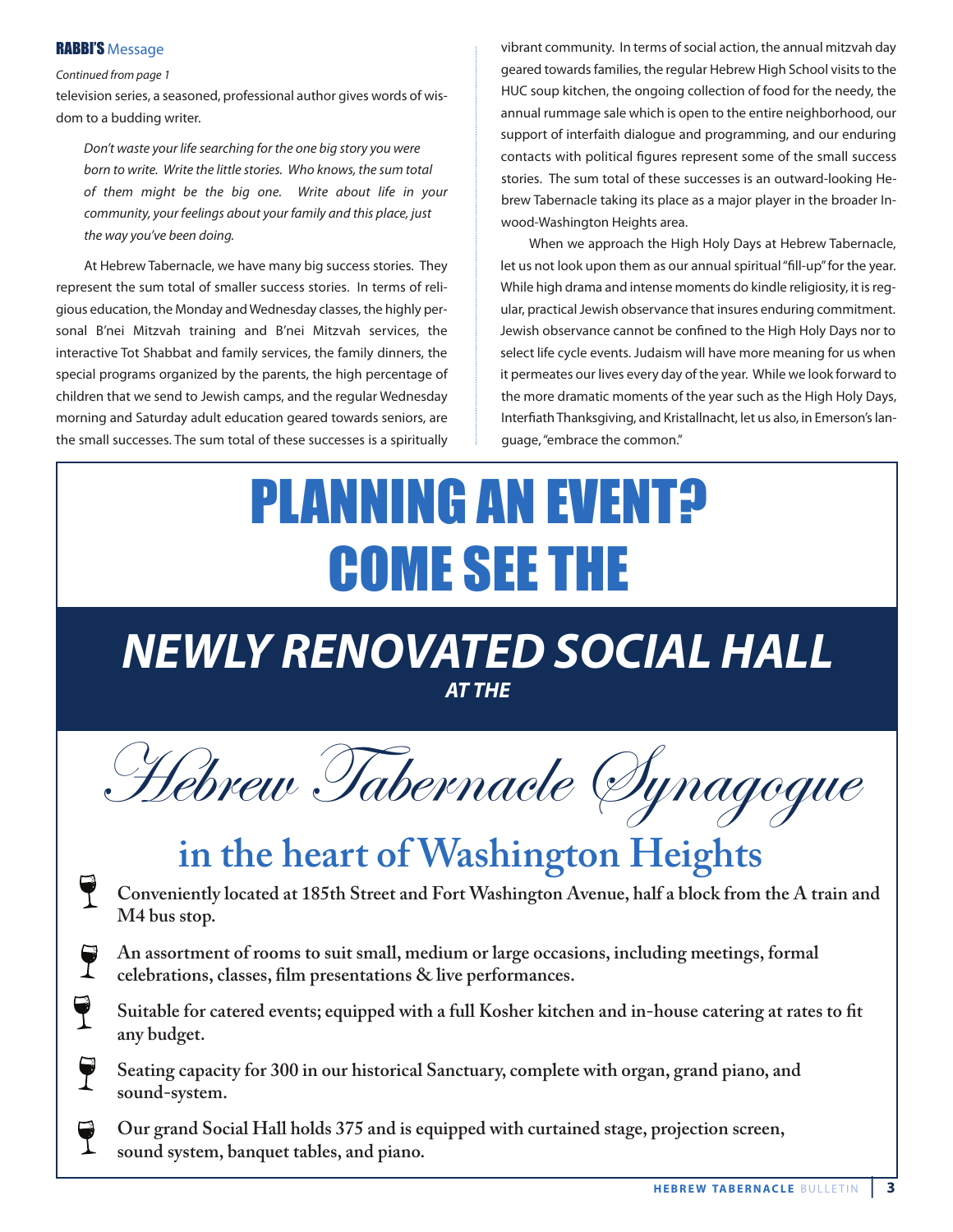## RABBI'S Message

*Continued from page 1*

television series, a seasoned, professional author gives words of wisdom to a budding writer.

> *Don't waste your life searching for the one big story you were born to write. Write the little stories. Who knows, the sum total of them might be the big one. Write about life in your community, your feelings about your family and this place, just the way you've been doing.*

At Hebrew Tabernacle, we have many big success stories. They represent the sum total of smaller success stories. In terms of religious education, the Monday and Wednesday classes, the highly personal B'nei Mitzvah training and B'nei Mitzvah services, the interactive Tot Shabbat and family services, the family dinners, the special programs organized by the parents, the high percentage of children that we send to Jewish camps, and the regular Wednesday morning and Saturday adult education geared towards seniors, are the small successes. The sum total of these successes is a spiritually vibrant community. In terms of social action, the annual mitzvah day geared towards families, the regular Hebrew High School visits to the HUC soup kitchen, the ongoing collection of food for the needy, the annual rummage sale which is open to the entire neighborhood, our support of interfaith dialogue and programming, and our enduring contacts with political figures represent some of the small success stories. The sum total of these successes is an outward-looking Hebrew Tabernacle taking its place as a major player in the broader Inwood-Washington Heights area.

When we approach the High Holy Days at Hebrew Tabernacle, let us not look upon them as our annual spiritual "fill-up" for the year. While high drama and intense moments do kindle religiosity, it is regular, practical Jewish observance that insures enduring commitment. Jewish observance cannot be confined to the High Holy Days nor to select life cycle events. Judaism will have more meaning for us when it permeates our lives every day of the year. While we look forward to the more dramatic moments of the year such as the High Holy Days, Interfiath Thanksgiving, and Kristallnacht, let us also, in Emerson's language, "embrace the common."

# PLANNING AN EVENT? COME SEE THE

## *NEWLY RENOVATED SOCIAL HALL*

***AT THE***

## *Hebrew Tabernacle Synagogue*

## in the heart of Washington Heights

- **Conveniently located at 185th Street and Fort Washington Avenue, half a block from the A train and M4 bus stop.**
- **An assortment of rooms to suit small, medium or large occasions, including meetings, formal celebrations, classes, film presentations & live performances.**
- **Suitable for catered events; equipped with a full Kosher kitchen and in-house catering at rates to fit any budget.**
- **Seating capacity for 300 in our historical Sanctuary, complete with organ, grand piano, and sound-system.**
- **Our grand Social Hall holds 375 and is equipped with curtained stage, projection screen, sound system, banquet tables, and piano.**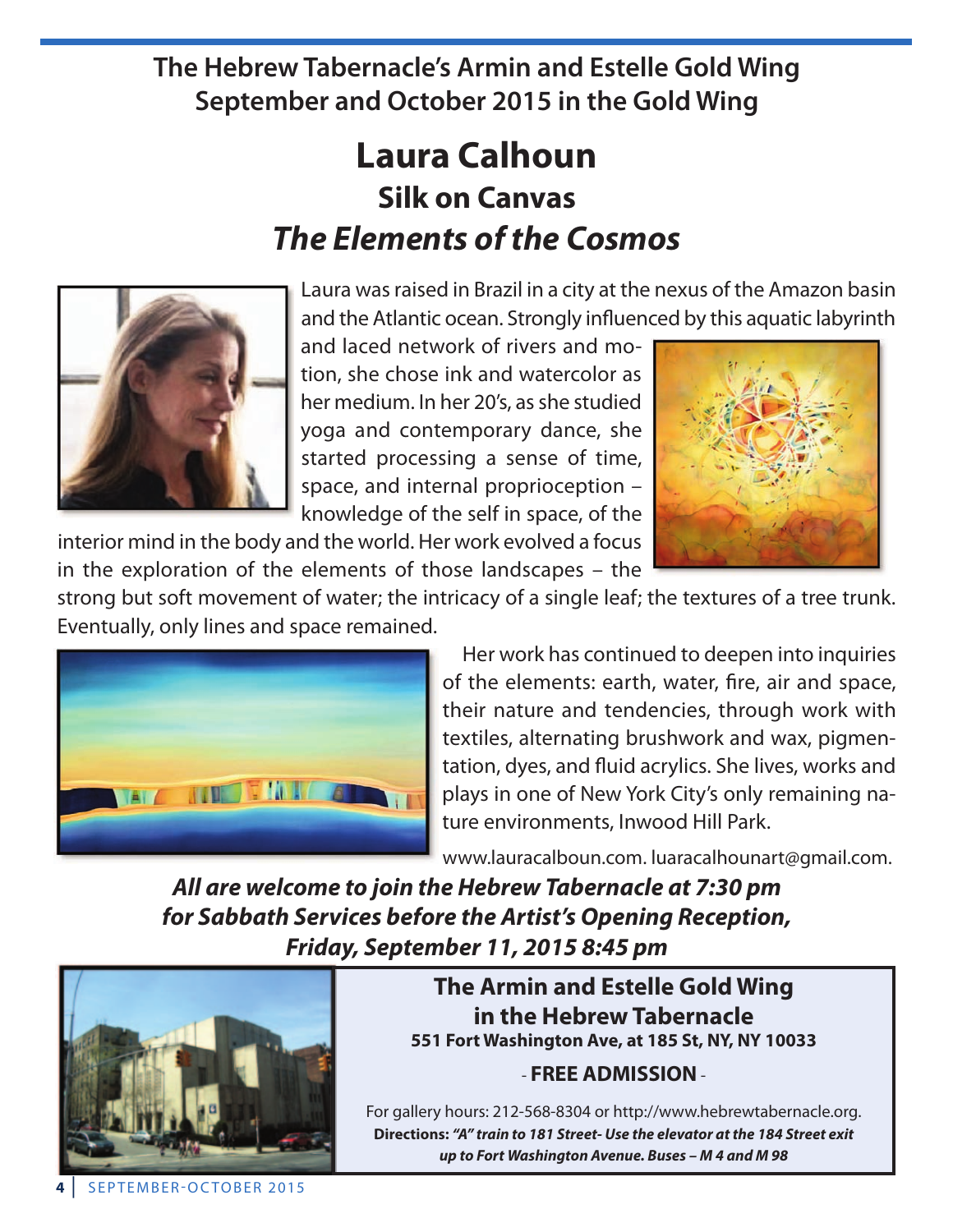## The Hebrew Tabernacle's Armin and Estelle Gold Wing
## September and October 2015 in the Gold Wing

# Laura Calhoun

## Silk on Canvas

## *The Elements of the Cosmos*

Laura was raised in Brazil in a city at the nexus of the Amazon basin and the Atlantic ocean. Strongly influenced by this aquatic labyrinth and laced network of rivers and motion, she chose ink and watercolor as her medium. In her 20's, as she studied yoga and contemporary dance, she started processing a sense of time, space, and internal proprioception – knowledge of the self in space, of the interior mind in the body and the world. Her work evolved a focus in the exploration of the elements of those landscapes – the strong but soft movement of water; the intricacy of a single leaf; the textures of a tree trunk. Eventually, only lines and space remained.

Her work has continued to deepen into inquiries of the elements: earth, water, fire, air and space, their nature and tendencies, through work with textiles, alternating brushwork and wax, pigmentation, dyes, and fluid acrylics. She lives, works and plays in one of New York City's only remaining nature environments, Inwood Hill Park.

www.lauracalboun.com. luaracalhounart@gmail.com.

***All are welcome to join the Hebrew Tabernacle at 7:30 pm for Sabbath Services before the Artist's Opening Reception, Friday, September 11, 2015 8:45 pm***

**The Armin and Estelle Gold Wing in the Hebrew Tabernacle**

**551 Fort Washington Ave, at 185 St, NY, NY 10033**

\- **FREE ADMISSION** -

For gallery hours: 212-568-8304 or http://www.hebrewtabernacle.org.

**Directions:** ***"A" train to 181 Street- Use the elevator at the 184 Street exit up to Fort Washington Avenue. Buses – M 4 and M 98***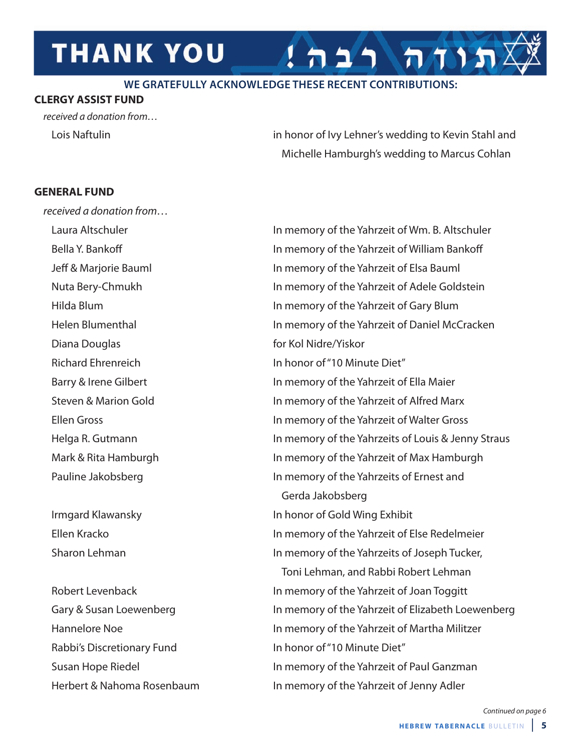# THANK YOU !תודה רבה

**WE GRATEFULLY ACKNOWLEDGE THESE RECENT CONTRIBUTIONS:**

## CLERGY ASSIST FUND

*received a donation from…*

| Donor | Dedication |
|---|---|
| Lois Naftulin | in honor of Ivy Lehner's wedding to Kevin Stahl and Michelle Hamburgh's wedding to Marcus Cohlan |

## GENERAL FUND

*received a donation from…*

| Donor | Dedication |
|---|---|
| Laura Altschuler | In memory of the Yahrzeit of Wm. B. Altschuler |
| Bella Y. Bankoff | In memory of the Yahrzeit of William Bankoff |
| Jeff & Marjorie Bauml | In memory of the Yahrzeit of Elsa Bauml |
| Nuta Bery-Chmukh | In memory of the Yahrzeit of Adele Goldstein |
| Hilda Blum | In memory of the Yahrzeit of Gary Blum |
| Helen Blumenthal | In memory of the Yahrzeit of Daniel McCracken |
| Diana Douglas | for Kol Nidre/Yiskor |
| Richard Ehrenreich | In honor of "10 Minute Diet" |
| Barry & Irene Gilbert | In memory of the Yahrzeit of Ella Maier |
| Steven & Marion Gold | In memory of the Yahrzeit of Alfred Marx |
| Ellen Gross | In memory of the Yahrzeit of Walter Gross |
| Helga R. Gutmann | In memory of the Yahrzeits of Louis & Jenny Straus |
| Mark & Rita Hamburgh | In memory of the Yahrzeit of Max Hamburgh |
| Pauline Jakobsberg | In memory of the Yahrzeits of Ernest and Gerda Jakobsberg |
| Irmgard Klawansky | In honor of Gold Wing Exhibit |
| Ellen Kracko | In memory of the Yahrzeit of Else Redelmeier |
| Sharon Lehman | In memory of the Yahrzeits of Joseph Tucker, Toni Lehman, and Rabbi Robert Lehman |
| Robert Levenback | In memory of the Yahrzeit of Joan Toggitt |
| Gary & Susan Loewenberg | In memory of the Yahrzeit of Elizabeth Loewenberg |
| Hannelore Noe | In memory of the Yahrzeit of Martha Militzer |
| Rabbi's Discretionary Fund | In honor of "10 Minute Diet" |
| Susan Hope Riedel | In memory of the Yahrzeit of Paul Ganzman |
| Herbert & Nahoma Rosenbaum | In memory of the Yahrzeit of Jenny Adler |

*Continued on page 6*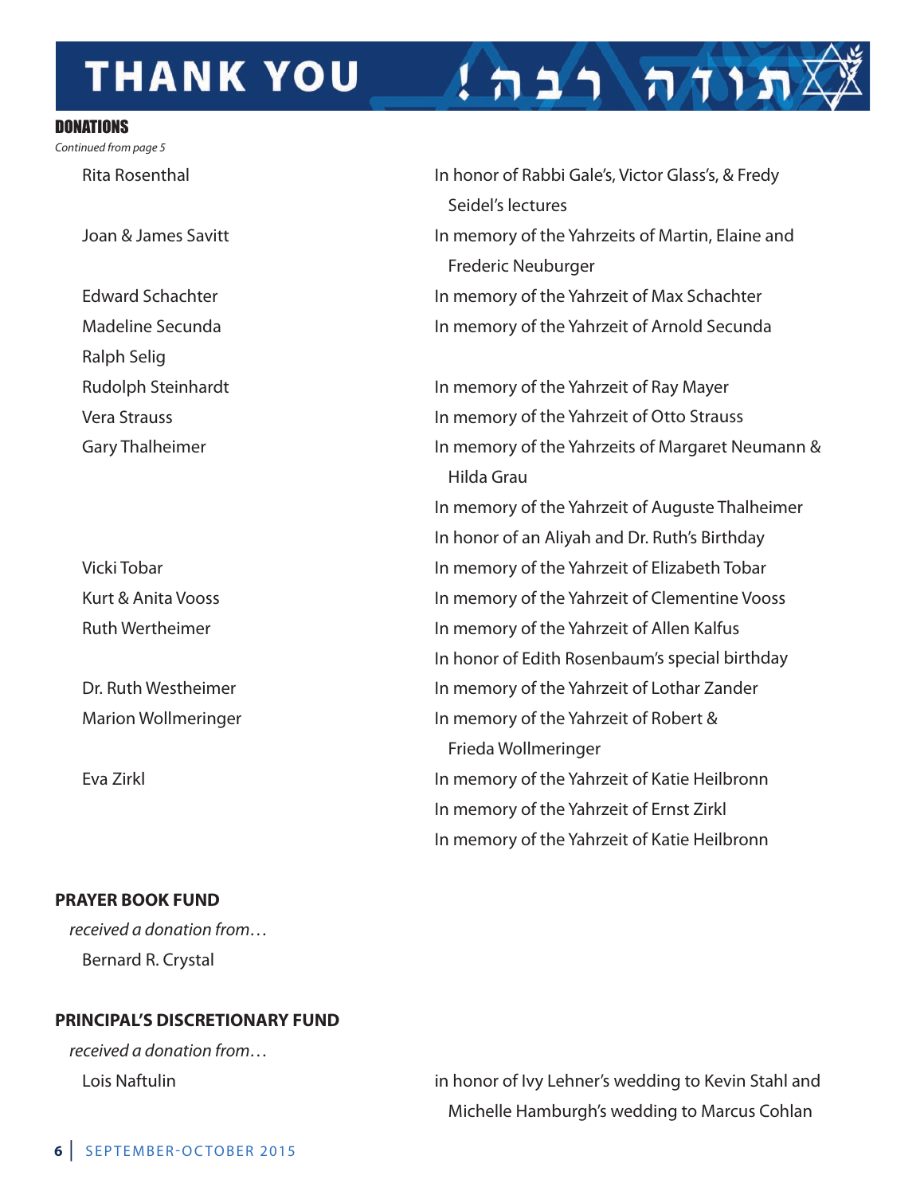# THANK YOU תודה רבה!

## DONATIONS

*Continued from page 5*

| | |
|---|---|
| Rita Rosenthal | In honor of Rabbi Gale's, Victor Glass's, & Fredy Seidel's lectures |
| Joan & James Savitt | In memory of the Yahrzeits of Martin, Elaine and Frederic Neuburger |
| Edward Schachter | In memory of the Yahrzeit of Max Schachter |
| Madeline Secunda | In memory of the Yahrzeit of Arnold Secunda |
| Ralph Selig | |
| Rudolph Steinhardt | In memory of the Yahrzeit of Ray Mayer |
| Vera Strauss | In memory of the Yahrzeit of Otto Strauss |
| Gary Thalheimer | In memory of the Yahrzeits of Margaret Neumann & Hilda Grau |
| | In memory of the Yahrzeit of Auguste Thalheimer |
| | In honor of an Aliyah and Dr. Ruth's Birthday |
| Vicki Tobar | In memory of the Yahrzeit of Elizabeth Tobar |
| Kurt & Anita Vooss | In memory of the Yahrzeit of Clementine Vooss |
| Ruth Wertheimer | In memory of the Yahrzeit of Allen Kalfus |
| | In honor of Edith Rosenbaum's special birthday |
| Dr. Ruth Westheimer | In memory of the Yahrzeit of Lothar Zander |
| Marion Wollmeringer | In memory of the Yahrzeit of Robert & Frieda Wollmeringer |
| Eva Zirkl | In memory of the Yahrzeit of Katie Heilbronn |
| | In memory of the Yahrzeit of Ernst Zirkl |
| | In memory of the Yahrzeit of Katie Heilbronn |

### PRAYER BOOK FUND

*received a donation from…*

Bernard R. Crystal

### PRINCIPAL'S DISCRETIONARY FUND

*received a donation from…*

| | |
|---|---|
| Lois Naftulin | in honor of Ivy Lehner's wedding to Kevin Stahl and Michelle Hamburgh's wedding to Marcus Cohlan |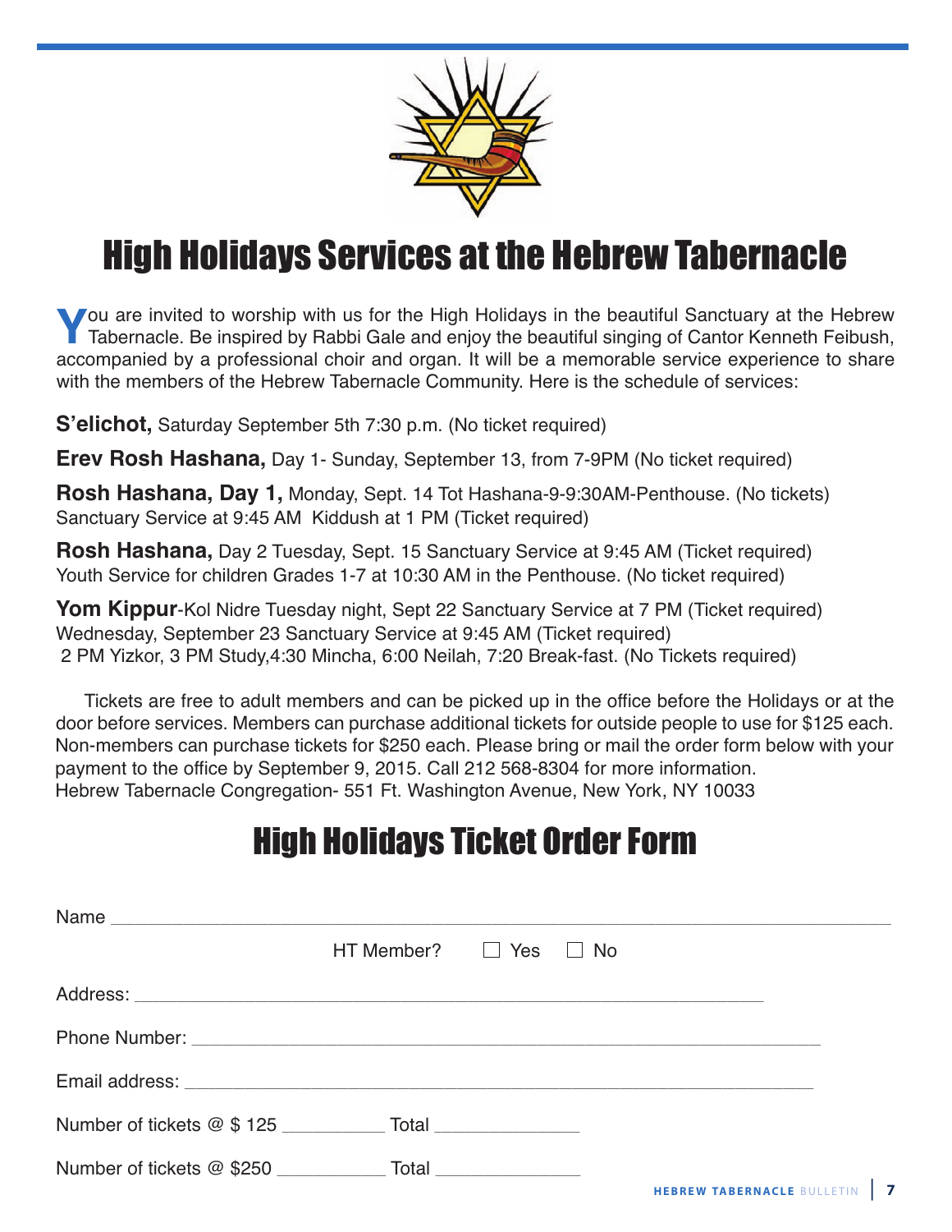# High Holidays Services at the Hebrew Tabernacle

You are invited to worship with us for the High Holidays in the beautiful Sanctuary at the Hebrew Tabernacle. Be inspired by Rabbi Gale and enjoy the beautiful singing of Cantor Kenneth Feibush, accompanied by a professional choir and organ. It will be a memorable service experience to share with the members of the Hebrew Tabernacle Community. Here is the schedule of services:

**S'elichot,** Saturday September 5th 7:30 p.m. (No ticket required)

**Erev Rosh Hashana,** Day 1- Sunday, September 13, from 7-9PM (No ticket required)

**Rosh Hashana, Day 1,** Monday, Sept. 14 Tot Hashana-9-9:30AM-Penthouse. (No tickets)
Sanctuary Service at 9:45 AM Kiddush at 1 PM (Ticket required)

**Rosh Hashana,** Day 2 Tuesday, Sept. 15 Sanctuary Service at 9:45 AM (Ticket required)
Youth Service for children Grades 1-7 at 10:30 AM in the Penthouse. (No ticket required)

**Yom Kippur**-Kol Nidre Tuesday night, Sept 22 Sanctuary Service at 7 PM (Ticket required)
Wednesday, September 23 Sanctuary Service at 9:45 AM (Ticket required)
2 PM Yizkor, 3 PM Study,4:30 Mincha, 6:00 Neilah, 7:20 Break-fast. (No Tickets required)

Tickets are free to adult members and can be picked up in the office before the Holidays or at the door before services. Members can purchase additional tickets for outside people to use for $125 each. Non-members can purchase tickets for $250 each. Please bring or mail the order form below with your payment to the office by September 9, 2015. Call 212 568-8304 for more information.
Hebrew Tabernacle Congregation- 551 Ft. Washington Avenue, New York, NY 10033

## High Holidays Ticket Order Form

Name ______________________________________________

HT Member? ☐ Yes ☐ No

Address: ______________________________________________

Phone Number: ______________________________________________

Email address: ______________________________________________

Number of tickets @ $ 125 __________ Total ______________

Number of tickets @ $250 __________ Total ______________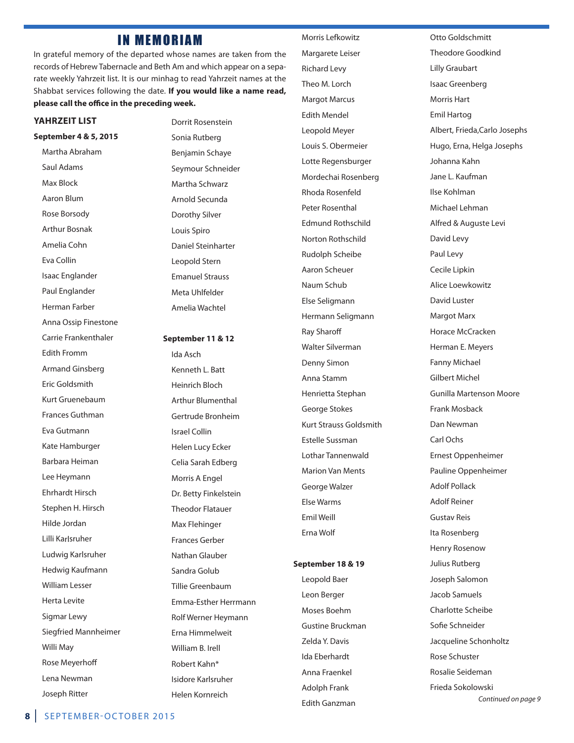# IN MEMORIAM

In grateful memory of the departed whose names are taken from the records of Hebrew Tabernacle and Beth Am and which appear on a separate weekly Yahrzeit list. It is our minhag to read Yahrzeit names at the Shabbat services following the date. **If you would like a name read, please call the office in the preceding week.**

## YAHRZEIT LIST

### September 4 & 5, 2015

Martha Abraham
Saul Adams
Max Block
Aaron Blum
Rose Borsody
Arthur Bosnak
Amelia Cohn
Eva Collin
Isaac Englander
Paul Englander
Herman Farber
Anna Ossip Finestone
Carrie Frankenthaler
Edith Fromm
Armand Ginsberg
Eric Goldsmith
Kurt Gruenebaum
Frances Guthman
Eva Gutmann
Kate Hamburger
Barbara Heiman
Lee Heymann
Ehrhardt Hirsch
Stephen H. Hirsch
Hilde Jordan
Lilli Karlsruher
Ludwig Karlsruher
Hedwig Kaufmann
William Lesser
Herta Levite
Sigmar Lewy
Siegfried Mannheimer
Willi May
Rose Meyerhoff
Lena Newman
Joseph Ritter
Dorrit Rosenstein
Sonia Rutberg
Benjamin Schaye
Seymour Schneider
Martha Schwarz
Arnold Secunda
Dorothy Silver
Louis Spiro
Daniel Steinharter
Leopold Stern
Emanuel Strauss
Meta Uhlfelder
Amelia Wachtel

### September 11 & 12

Ida Asch
Kenneth L. Batt
Heinrich Bloch
Arthur Blumenthal
Gertrude Bronheim
Israel Collin
Helen Lucy Ecker
Celia Sarah Edberg
Morris A Engel
Dr. Betty Finkelstein
Theodor Flatauer
Max Flehinger
Frances Gerber
Nathan Glauber
Sandra Golub
Tillie Greenbaum
Emma-Esther Herrmann
Rolf Werner Heymann
Erna Himmelweit
William B. Irell
Robert Kahn*
Isidore Karlsruher
Helen Kornreich
Morris Lefkowitz
Margarete Leiser
Richard Levy
Theo M. Lorch
Margot Marcus
Edith Mendel
Leopold Meyer
Louis S. Obermeier
Lotte Regensburger
Mordechai Rosenberg
Rhoda Rosenfeld
Peter Rosenthal
Edmund Rothschild
Norton Rothschild
Rudolph Scheibe
Aaron Scheuer
Naum Schub
Else Seligmann
Hermann Seligmann
Ray Sharoff
Walter Silverman
Denny Simon
Anna Stamm
Henrietta Stephan
George Stokes
Kurt Strauss Goldsmith
Estelle Sussman
Lothar Tannenwald
Marion Van Ments
George Walzer
Else Warms
Emil Weill
Erna Wolf

### September 18 & 19

Leopold Baer
Leon Berger
Moses Boehm
Gustine Bruckman
Zelda Y. Davis
Ida Eberhardt
Anna Fraenkel
Adolph Frank
Edith Ganzman
Otto Goldschmitt
Theodore Goodkind
Lilly Graubart
Isaac Greenberg
Morris Hart
Emil Hartog
Albert, Frieda,Carlo Josephs
Hugo, Erna, Helga Josephs
Johanna Kahn
Jane L. Kaufman
Ilse Kohlman
Michael Lehman
Alfred & Auguste Levi
David Levy
Paul Levy
Cecile Lipkin
Alice Loewkowitz
David Luster
Margot Marx
Horace McCracken
Herman E. Meyers
Fanny Michael
Gilbert Michel
Gunilla Martenson Moore
Frank Mosback
Dan Newman
Carl Ochs
Ernest Oppenheimer
Pauline Oppenheimer
Adolf Pollack
Adolf Reiner
Gustav Reis
Ita Rosenberg
Henry Rosenow
Julius Rutberg
Joseph Salomon
Jacob Samuels
Charlotte Scheibe
Sofie Schneider
Jacqueline Schonholtz
Rose Schuster
Rosalie Seideman
Frieda Sokolowski

*Continued on page 9*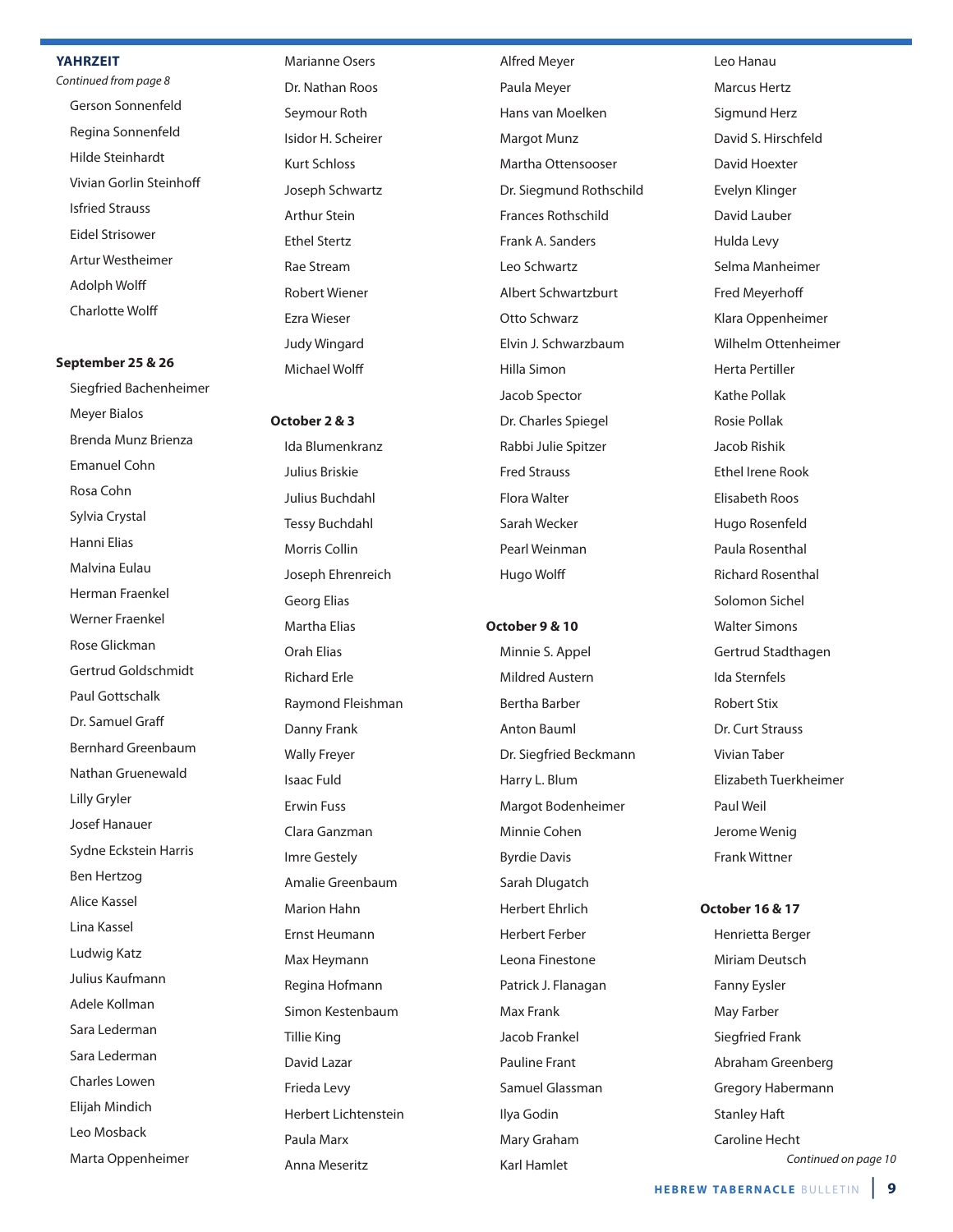## YAHRZEIT

*Continued from page 8*

Gerson Sonnenfeld
Regina Sonnenfeld
Hilde Steinhardt
Vivian Gorlin Steinhoff
Isfried Strauss
Eidel Strisower
Artur Westheimer
Adolph Wolff
Charlotte Wolff

**September 25 & 26**

Siegfried Bachenheimer
Meyer Bialos
Brenda Munz Brienza
Emanuel Cohn
Rosa Cohn
Sylvia Crystal
Hanni Elias
Malvina Eulau
Herman Fraenkel
Werner Fraenkel
Rose Glickman
Gertrud Goldschmidt
Paul Gottschalk
Dr. Samuel Graff
Bernhard Greenbaum
Nathan Gruenewald
Lilly Gryler
Josef Hanauer
Sydne Eckstein Harris
Ben Hertzog
Alice Kassel
Lina Kassel
Ludwig Katz
Julius Kaufmann
Adele Kollman
Sara Lederman
Sara Lederman
Charles Lowen
Elijah Mindich
Leo Mosback
Marta Oppenheimer
Marianne Osers
Dr. Nathan Roos
Seymour Roth
Isidor H. Scheirer
Kurt Schloss
Joseph Schwartz
Arthur Stein
Ethel Stertz
Rae Stream
Robert Wiener
Ezra Wieser
Judy Wingard
Michael Wolff

**October 2 & 3**

Ida Blumenkranz
Julius Briskie
Julius Buchdahl
Tessy Buchdahl
Morris Collin
Joseph Ehrenreich
Georg Elias
Martha Elias
Orah Elias
Richard Erle
Raymond Fleishman
Danny Frank
Wally Freyer
Isaac Fuld
Erwin Fuss
Clara Ganzman
Imre Gestely
Amalie Greenbaum
Marion Hahn
Ernst Heumann
Max Heymann
Regina Hofmann
Simon Kestenbaum
Tillie King
David Lazar
Frieda Levy
Herbert Lichtenstein
Paula Marx
Anna Meseritz
Alfred Meyer
Paula Meyer
Hans van Moelken
Margot Munz
Martha Ottensooser
Dr. Siegmund Rothschild
Frances Rothschild
Frank A. Sanders
Leo Schwartz
Albert Schwartzburt
Otto Schwarz
Elvin J. Schwarzbaum
Hilla Simon
Jacob Spector
Dr. Charles Spiegel
Rabbi Julie Spitzer
Fred Strauss
Flora Walter
Sarah Wecker
Pearl Weinman
Hugo Wolff

**October 9 & 10**

Minnie S. Appel
Mildred Austern
Bertha Barber
Anton Bauml
Dr. Siegfried Beckmann
Harry L. Blum
Margot Bodenheimer
Minnie Cohen
Byrdie Davis
Sarah Dlugatch
Herbert Ehrlich
Herbert Ferber
Leona Finestone
Patrick J. Flanagan
Max Frank
Jacob Frankel
Pauline Frant
Samuel Glassman
Ilya Godin
Mary Graham
Karl Hamlet
Leo Hanau
Marcus Hertz
Sigmund Herz
David S. Hirschfeld
David Hoexter
Evelyn Klinger
David Lauber
Hulda Levy
Selma Manheimer
Fred Meyerhoff
Klara Oppenheimer
Wilhelm Ottenheimer
Herta Pertiller
Kathe Pollak
Rosie Pollak
Jacob Rishik
Ethel Irene Rook
Elisabeth Roos
Hugo Rosenfeld
Paula Rosenthal
Richard Rosenthal
Solomon Sichel
Walter Simons
Gertrud Stadthagen
Ida Sternfels
Robert Stix
Dr. Curt Strauss
Vivian Taber
Elizabeth Tuerkheimer
Paul Weil
Jerome Wenig
Frank Wittner

**October 16 & 17**

Henrietta Berger
Miriam Deutsch
Fanny Eysler
May Farber
Siegfried Frank
Abraham Greenberg
Gregory Habermann
Stanley Haft
Caroline Hecht

*Continued on page 10*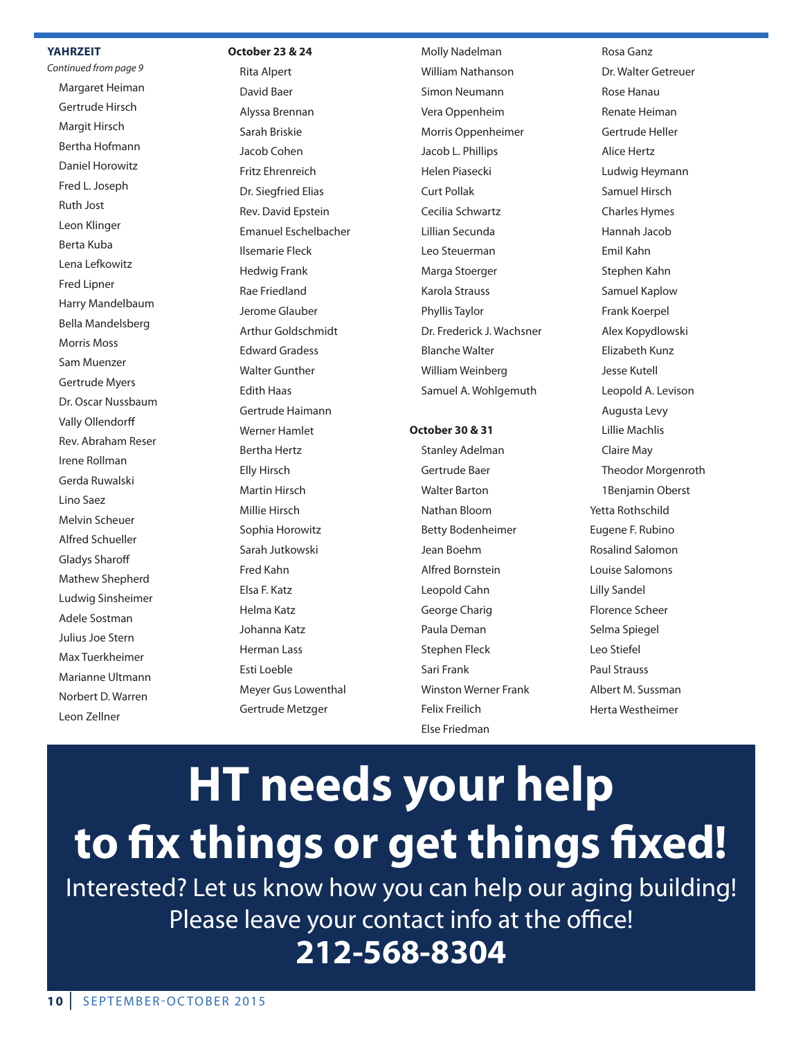## YAHRZEIT

*Continued from page 9*

Margaret Heiman
Gertrude Hirsch
Margit Hirsch
Bertha Hofmann
Daniel Horowitz
Fred L. Joseph
Ruth Jost
Leon Klinger
Berta Kuba
Lena Lefkowitz
Fred Lipner
Harry Mandelbaum
Bella Mandelsberg
Morris Moss
Sam Muenzer
Gertrude Myers
Dr. Oscar Nussbaum
Vally Ollendorff
Rev. Abraham Reser
Irene Rollman
Gerda Ruwalski
Lino Saez
Melvin Scheuer
Alfred Schueller
Gladys Sharoff
Mathew Shepherd
Ludwig Sinsheimer
Adele Sostman
Julius Joe Stern
Max Tuerkheimer
Marianne Ultmann
Norbert D. Warren
Leon Zellner

**October 23 & 24**

Rita Alpert
David Baer
Alyssa Brennan
Sarah Briskie
Jacob Cohen
Fritz Ehrenreich
Dr. Siegfried Elias
Rev. David Epstein
Emanuel Eschelbacher
Ilsemarie Fleck
Hedwig Frank
Rae Friedland
Jerome Glauber
Arthur Goldschmidt
Edward Gradess
Walter Gunther
Edith Haas
Gertrude Haimann
Werner Hamlet
Bertha Hertz
Elly Hirsch
Martin Hirsch
Millie Hirsch
Sophia Horowitz
Sarah Jutkowski
Fred Kahn
Elsa F. Katz
Helma Katz
Johanna Katz
Herman Lass
Esti Loeble
Meyer Gus Lowenthal
Gertrude Metzger
Molly Nadelman
William Nathanson
Simon Neumann
Vera Oppenheim
Morris Oppenheimer
Jacob L. Phillips
Helen Piasecki
Curt Pollak
Cecilia Schwartz
Lillian Secunda
Leo Steuerman
Marga Stoerger
Karola Strauss
Phyllis Taylor
Dr. Frederick J. Wachsner
Blanche Walter
William Weinberg
Samuel A. Wohlgemuth

**October 30 & 31**

Stanley Adelman
Gertrude Baer
Walter Barton
Nathan Bloom
Betty Bodenheimer
Jean Boehm
Alfred Bornstein
Leopold Cahn
George Charig
Paula Deman
Stephen Fleck
Sari Frank
Winston Werner Frank
Felix Freilich
Else Friedman
Rosa Ganz
Dr. Walter Getreuer
Rose Hanau
Renate Heiman
Gertrude Heller
Alice Hertz
Ludwig Heymann
Samuel Hirsch
Charles Hymes
Hannah Jacob
Emil Kahn
Stephen Kahn
Samuel Kaplow
Frank Koerpel
Alex Kopydlowski
Elizabeth Kunz
Jesse Kutell
Leopold A. Levison
Augusta Levy
Lillie Machlis
Claire May
Theodor Morgenroth
1Benjamin Oberst
Yetta Rothschild
Eugene F. Rubino
Rosalind Salomon
Louise Salomons
Lilly Sandel
Florence Scheer
Selma Spiegel
Leo Stiefel
Paul Strauss
Albert M. Sussman
Herta Westheimer

# HT needs your help to fix things or get things fixed!

Interested? Let us know how you can help our aging building!
Please leave your contact info at the office!

**212-568-8304**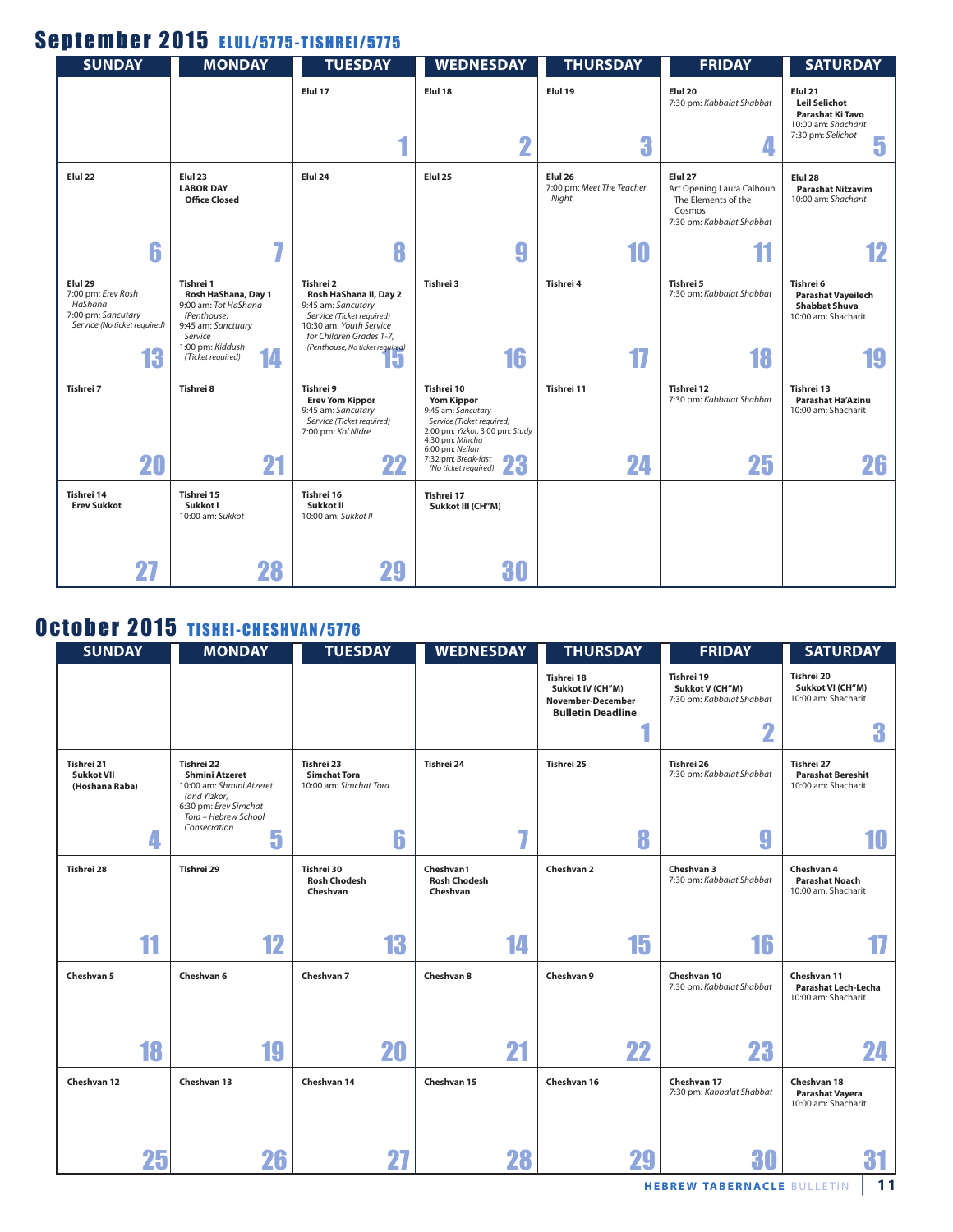# September 2015 ELUL/5775-TISHREI/5775

| SUNDAY | MONDAY | TUESDAY | WEDNESDAY | THURSDAY | FRIDAY | SATURDAY |
|---|---|---|---|---|---|---|
| | | Elul 17<br>**1** | Elul 18<br>**2** | Elul 19<br>**3** | Elul 20<br>7:30 pm: *Kabbalat Shabbat*<br>**4** | Elul 21<br>**Leil Selichot**<br>**Parashat Ki Tavo**<br>10:00 am: *Shacharit*<br>7:30 pm: *S'elichot*<br>**5** |
| Elul 22<br>**6** | Elul 23<br>**LABOR DAY**<br>**Office Closed**<br>**7** | Elul 24<br>**8** | Elul 25<br>**9** | Elul 26<br>7:00 pm: *Meet The Teacher Night*<br>**10** | Elul 27<br>Art Opening Laura Calhoun The Elements of the Cosmos<br>7:30 pm: *Kabbalat Shabbat*<br>**11** | Elul 28<br>**Parashat Nitzavim**<br>10:00 am: *Shacharit*<br>**12** |
| Elul 29<br>7:00 pm: *Erev Rosh HaShana*<br>7:00 pm: *Sanctuary Service (No ticket required)*<br>**13** | Tishrei 1<br>**Rosh HaShana, Day 1**<br>9:00 am: *Tot HaShana (Penthouse)*<br>9:45 am: *Sanctuary Service*<br>1:00 pm: *Kiddush (Ticket required)*<br>**14** | Tishrei 2<br>**Rosh HaShana II, Day 2**<br>9:45 am: *Sanctuary Service (Ticket required)*<br>10:30 am: *Youth Service for Children Grades 1-7, (Penthouse, No ticket required)*<br>**15** | Tishrei 3<br>**16** | Tishrei 4<br>**17** | Tishrei 5<br>7:30 pm: *Kabbalat Shabbat*<br>**18** | Tishrei 6<br>**Parashat Vayeilech**<br>**Shabbat Shuva**<br>10:00 am: Shacharit<br>**19** |
| Tishrei 7<br>**20** | Tishrei 8<br>**21** | Tishrei 9<br>**Erev Yom Kippor**<br>9:45 am: *Sancutary Service (Ticket required)*<br>7:00 pm: *Kol Nidre*<br>**22** | Tishrei 10<br>**Yom Kippor**<br>9:45 am: *Sancutary Service (Ticket required)*<br>2:00 pm: *Yizkor*, 3:00 pm: *Study*<br>4:30 pm: *Mincha*<br>6:00 pm: *Neilah*<br>7:32 pm: *Break-fast (No ticket required)*<br>**23** | Tishrei 11<br>**24** | Tishrei 12<br>7:30 pm: *Kabbalat Shabbat*<br>**25** | Tishrei 13<br>**Parashat Ha'Azinu**<br>10:00 am: Shacharit<br>**26** |
| Tishrei 14<br>**Erev Sukkot**<br>**27** | Tishrei 15<br>**Sukkot I**<br>10:00 am: *Sukkot*<br>**28** | Tishrei 16<br>**Sukkot II**<br>10:00 am: *Sukkot II*<br>**29** | Tishrei 17<br>**Sukkot III (CH"M)**<br>**30** | | | |

# October 2015 TISHEI-CHESHVAN/5776

| SUNDAY | MONDAY | TUESDAY | WEDNESDAY | THURSDAY | FRIDAY | SATURDAY |
|---|---|---|---|---|---|---|
| | | | | Tishrei 18<br>**Sukkot IV (CH"M)**<br>**November-December Bulletin Deadline**<br>**1** | Tishrei 19<br>**Sukkot V (CH"M)**<br>7:30 pm: *Kabbalat Shabbat*<br>**2** | Tishrei 20<br>**Sukkot VI (CH"M)**<br>10:00 am: Shacharit<br>**3** |
| Tishrei 21<br>**Sukkot VII (Hoshana Raba)**<br>**4** | Tishrei 22<br>**Shmini Atzeret**<br>10:00 am: *Shmini Atzeret (and Yizkor)*<br>6:30 pm: *Erev Simchat Tora – Hebrew School Consecration*<br>**5** | Tishrei 23<br>**Simchat Tora**<br>10:00 am: *Simchat Tora*<br>**6** | Tishrei 24<br>**7** | Tishrei 25<br>**8** | Tishrei 26<br>7:30 pm: *Kabbalat Shabbat*<br>**9** | Tishrei 27<br>**Parashat Bereshit**<br>10:00 am: Shacharit<br>**10** |
| Tishrei 28<br>**11** | Tishrei 29<br>**12** | Tishrei 30<br>**Rosh Chodesh Cheshvan**<br>**13** | Cheshvan1<br>**Rosh Chodesh Cheshvan**<br>**14** | Cheshvan 2<br>**15** | Cheshvan 3<br>7:30 pm: *Kabbalat Shabbat*<br>**16** | Cheshvan 4<br>**Parashat Noach**<br>10:00 am: Shacharit<br>**17** |
| Cheshvan 5<br>**18** | Cheshvan 6<br>**19** | Cheshvan 7<br>**20** | Cheshvan 8<br>**21** | Cheshvan 9<br>**22** | Cheshvan 10<br>7:30 pm: *Kabbalat Shabbat*<br>**23** | Cheshvan 11<br>**Parashat Lech-Lecha**<br>10:00 am: Shacharit<br>**24** |
| Cheshvan 12<br>**25** | Cheshvan 13<br>**26** | Cheshvan 14<br>**27** | Cheshvan 15<br>**28** | Cheshvan 16<br>**29** | Cheshvan 17<br>7:30 pm: *Kabbalat Shabbat*<br>**30** | Cheshvan 18<br>**Parashat Vayera**<br>10:00 am: Shacharit<br>**31** |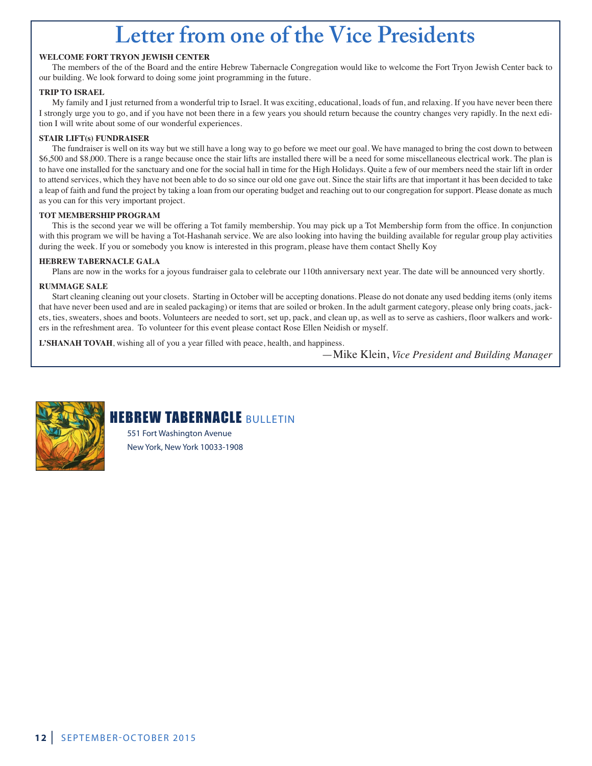# Letter from one of the Vice Presidents

**WELCOME FORT TRYON JEWISH CENTER**

The members of the of the Board and the entire Hebrew Tabernacle Congregation would like to welcome the Fort Tryon Jewish Center back to our building. We look forward to doing some joint programming in the future.

**TRIP TO ISRAEL**

My family and I just returned from a wonderful trip to Israel. It was exciting, educational, loads of fun, and relaxing. If you have never been there I strongly urge you to go, and if you have not been there in a few years you should return because the country changes very rapidly. In the next edition I will write about some of our wonderful experiences.

**STAIR LIFT(s) FUNDRAISER**

The fundraiser is well on its way but we still have a long way to go before we meet our goal. We have managed to bring the cost down to between $6,500 and $8,000. There is a range because once the stair lifts are installed there will be a need for some miscellaneous electrical work. The plan is to have one installed for the sanctuary and one for the social hall in time for the High Holidays. Quite a few of our members need the stair lift in order to attend services, which they have not been able to do so since our old one gave out. Since the stair lifts are that important it has been decided to take a leap of faith and fund the project by taking a loan from our operating budget and reaching out to our congregation for support. Please donate as much as you can for this very important project.

**TOT MEMBERSHIP PROGRAM**

This is the second year we will be offering a Tot family membership. You may pick up a Tot Membership form from the office. In conjunction with this program we will be having a Tot-Hashanah service. We are also looking into having the building available for regular group play activities during the week. If you or somebody you know is interested in this program, please have them contact Shelly Koy

**HEBREW TABERNACLE GALA**

Plans are now in the works for a joyous fundraiser gala to celebrate our 110th anniversary next year. The date will be announced very shortly.

**RUMMAGE SALE**

Start cleaning cleaning out your closets. Starting in October will be accepting donations. Please do not donate any used bedding items (only items that have never been used and are in sealed packaging) or items that are soiled or broken. In the adult garment category, please only bring coats, jackets, ties, sweaters, shoes and boots. Volunteers are needed to sort, set up, pack, and clean up, as well as to serve as cashiers, floor walkers and workers in the refreshment area. To volunteer for this event please contact Rose Ellen Neidish or myself.

**L'SHANAH TOVAH**, wishing all of you a year filled with peace, health, and happiness.

—Mike Klein, *Vice President and Building Manager*

**HEBREW TABERNACLE** BULLETIN

551 Fort Washington Avenue
New York, New York 10033-1908